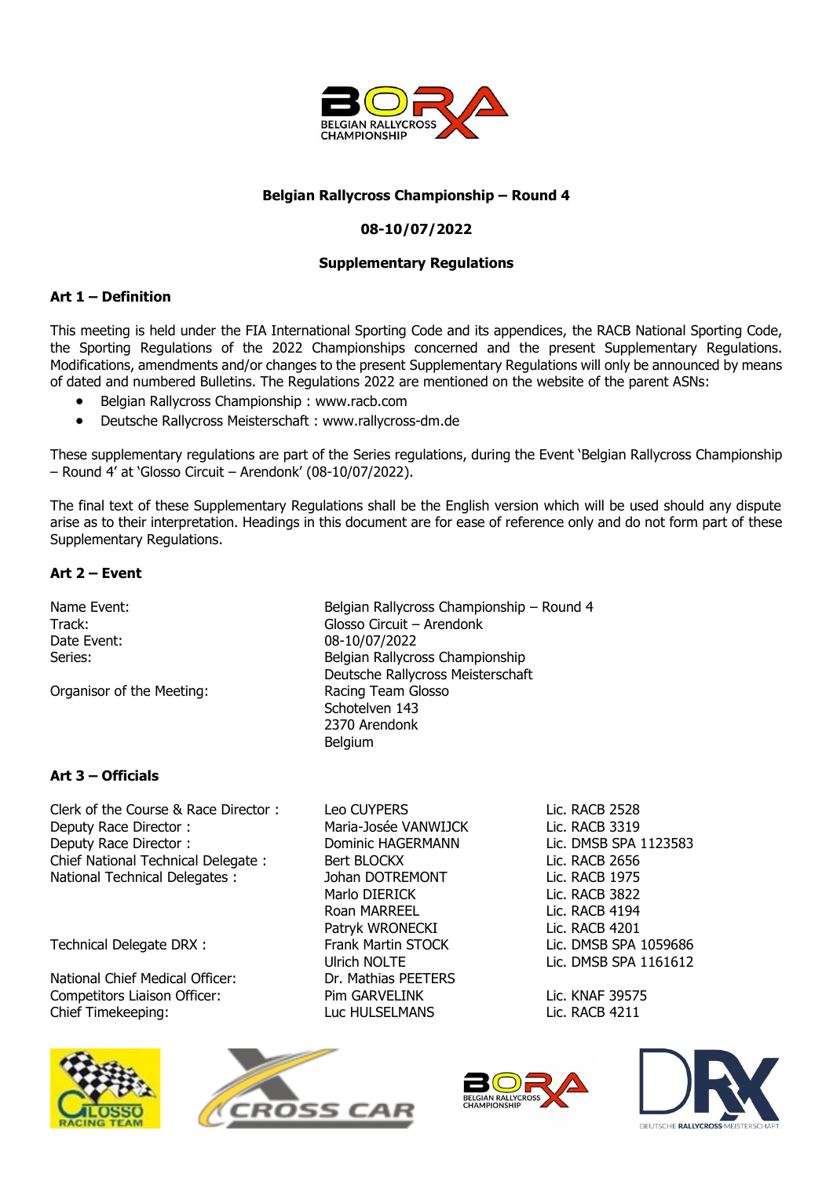**Belgian Rallycross Championship – Round 4**

**08-10/07/2022**

**Supplementary Regulations**

## Art 1 – Definition

This meeting is held under the FIA International Sporting Code and its appendices, the RACB National Sporting Code, the Sporting Regulations of the 2022 Championships concerned and the present Supplementary Regulations. Modifications, amendments and/or changes to the present Supplementary Regulations will only be announced by means of dated and numbered Bulletins. The Regulations 2022 are mentioned on the website of the parent ASNs:

- Belgian Rallycross Championship : www.racb.com
- Deutsche Rallycross Meisterschaft : www.rallycross-dm.de

These supplementary regulations are part of the Series regulations, during the Event 'Belgian Rallycross Championship – Round 4' at 'Glosso Circuit – Arendonk' (08-10/07/2022).

The final text of these Supplementary Regulations shall be the English version which will be used should any dispute arise as to their interpretation. Headings in this document are for ease of reference only and do not form part of these Supplementary Regulations.

## Art 2 – Event

| | |
|---|---|
| Name Event: | Belgian Rallycross Championship – Round 4 |
| Track: | Glosso Circuit – Arendonk |
| Date Event: | 08-10/07/2022 |
| Series: | Belgian Rallycross Championship<br>Deutsche Rallycross Meisterschaft |
| Organisor of the Meeting: | Racing Team Glosso<br>Schotelven 143<br>2370 Arendonk<br>Belgium |

## Art 3 – Officials

| | | |
|---|---|---|
| Clerk of the Course & Race Director : | Leo CUYPERS | Lic. RACB 2528 |
| Deputy Race Director : | Maria-Josée VANWIJCK | Lic. RACB 3319 |
| Deputy Race Director : | Dominic HAGERMANN | Lic. DMSB SPA 1123583 |
| Chief National Technical Delegate : | Bert BLOCKX | Lic. RACB 2656 |
| National Technical Delegates : | Johan DOTREMONT | Lic. RACB 1975 |
| | Marlo DIERICK | Lic. RACB 3822 |
| | Roan MARREEL | Lic. RACB 4194 |
| | Patryk WRONECKI | Lic. RACB 4201 |
| Technical Delegate DRX : | Frank Martin STOCK | Lic. DMSB SPA 1059686 |
| | Ulrich NOLTE | Lic. DMSB SPA 1161612 |
| National Chief Medical Officer: | Dr. Mathias PEETERS | |
| Competitors Liaison Officer: | Pim GARVELINK | Lic. KNAF 39575 |
| Chief Timekeeping: | Luc HULSELMANS | Lic. RACB 4211 |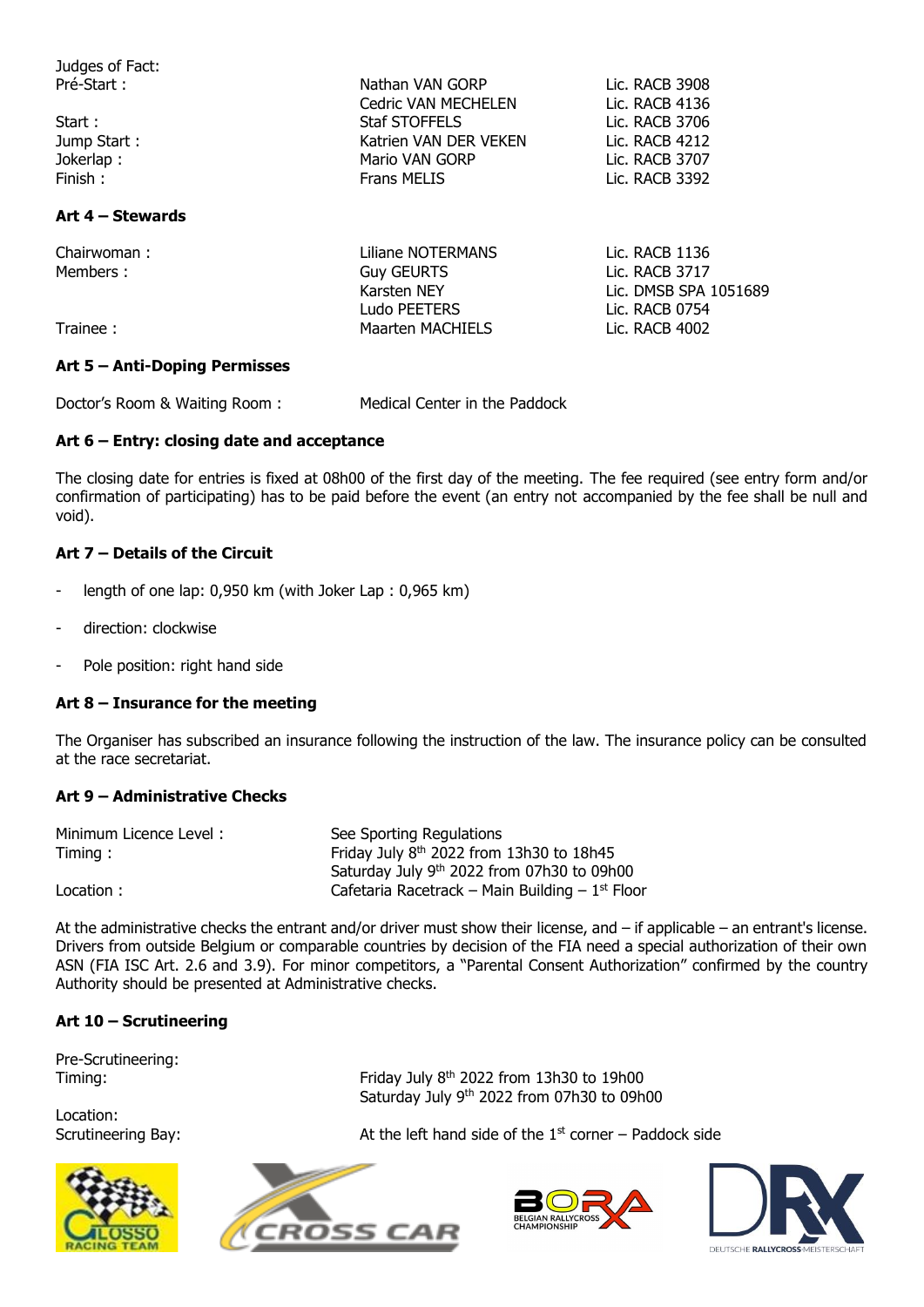Judges of Fact:

| | | |
|---|---|---|
| Pré-Start : | Nathan VAN GORP | Lic. RACB 3908 |
| | Cedric VAN MECHELEN | Lic. RACB 4136 |
| Start : | Staf STOFFELS | Lic. RACB 3706 |
| Jump Start : | Katrien VAN DER VEKEN | Lic. RACB 4212 |
| Jokerlap : | Mario VAN GORP | Lic. RACB 3707 |
| Finish : | Frans MELIS | Lic. RACB 3392 |

### Art 4 – Stewards

| | | |
|---|---|---|
| Chairwoman : | Liliane NOTERMANS | Lic. RACB 1136 |
| Members : | Guy GEURTS | Lic. RACB 3717 |
| | Karsten NEY | Lic. DMSB SPA 1051689 |
| | Ludo PEETERS | Lic. RACB 0754 |
| Trainee : | Maarten MACHIELS | Lic. RACB 4002 |

### Art 5 – Anti-Doping Permisses

Doctor's Room & Waiting Room : Medical Center in the Paddock

### Art 6 – Entry: closing date and acceptance

The closing date for entries is fixed at 08h00 of the first day of the meeting. The fee required (see entry form and/or confirmation of participating) has to be paid before the event (an entry not accompanied by the fee shall be null and void).

### Art 7 – Details of the Circuit

- length of one lap: 0,950 km (with Joker Lap : 0,965 km)
- direction: clockwise
- Pole position: right hand side

### Art 8 – Insurance for the meeting

The Organiser has subscribed an insurance following the instruction of the law. The insurance policy can be consulted at the race secretariat.

### Art 9 – Administrative Checks

| | |
|---|---|
| Minimum Licence Level : | See Sporting Regulations |
| Timing : | Friday July 8th 2022 from 13h30 to 18h45 |
| | Saturday July 9th 2022 from 07h30 to 09h00 |
| Location : | Cafetaria Racetrack – Main Building – 1st Floor |

At the administrative checks the entrant and/or driver must show their license, and – if applicable – an entrant's license. Drivers from outside Belgium or comparable countries by decision of the FIA need a special authorization of their own ASN (FIA ISC Art. 2.6 and 3.9). For minor competitors, a "Parental Consent Authorization" confirmed by the country Authority should be presented at Administrative checks.

### Art 10 – Scrutineering

Pre-Scrutineering:

| | |
|---|---|
| Timing: | Friday July 8th 2022 from 13h30 to 19h00 |
| | Saturday July 9th 2022 from 07h30 to 09h00 |

Location:

| | |
|---|---|
| Scrutineering Bay: | At the left hand side of the 1st corner – Paddock side |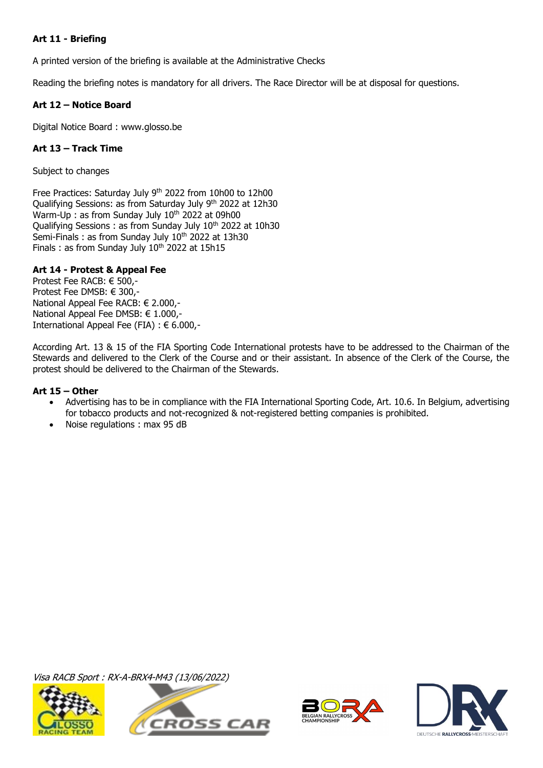### Art 11 - Briefing

A printed version of the briefing is available at the Administrative Checks

Reading the briefing notes is mandatory for all drivers. The Race Director will be at disposal for questions.

### Art 12 – Notice Board

Digital Notice Board : www.glosso.be

### Art 13 – Track Time

Subject to changes

Free Practices: Saturday July 9th 2022 from 10h00 to 12h00
Qualifying Sessions: as from Saturday July 9th 2022 at 12h30
Warm-Up : as from Sunday July 10th 2022 at 09h00
Qualifying Sessions : as from Sunday July 10th 2022 at 10h30
Semi-Finals : as from Sunday July 10th 2022 at 13h30
Finals : as from Sunday July 10th 2022 at 15h15

### Art 14 - Protest & Appeal Fee

Protest Fee RACB: € 500,-
Protest Fee DMSB: € 300,-
National Appeal Fee RACB: € 2.000,-
National Appeal Fee DMSB: € 1.000,-
International Appeal Fee (FIA) : € 6.000,-

According Art. 13 & 15 of the FIA Sporting Code International protests have to be addressed to the Chairman of the Stewards and delivered to the Clerk of the Course and or their assistant. In absence of the Clerk of the Course, the protest should be delivered to the Chairman of the Stewards.

### Art 15 – Other

- Advertising has to be in compliance with the FIA International Sporting Code, Art. 10.6. In Belgium, advertising for tobacco products and not-recognized & not-registered betting companies is prohibited.
- Noise regulations : max 95 dB

*Visa RACB Sport : RX-A-BRX4-M43 (13/06/2022)*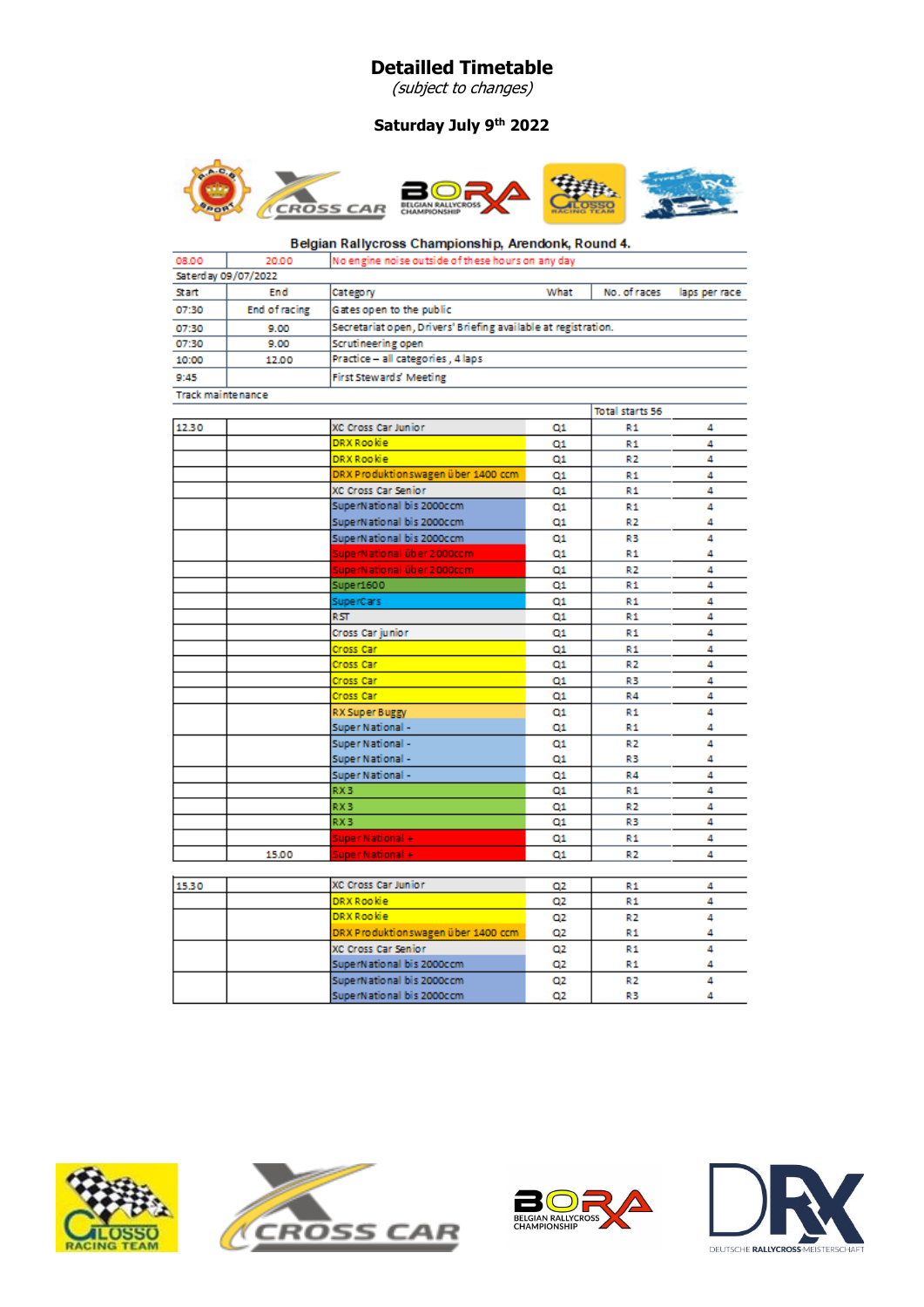# Detailled Timetable

*(subject to changes)*

**Saturday July 9th 2022**

**Belgian Rallycross Championship, Arendonk, Round 4.**

| | | | | | |
|---|---|---|---|---|---|
| 08.00 | 20.00 | No engine noise outside of these hours on any day | | | |
| Saterday 09/07/2022 | | | | | |
| Start | End | Category | What | No. of races | laps per race |
| 07:30 | End of racing | Gates open to the public | | | |
| 07:30 | 9.00 | Secretariat open, Drivers' Briefing available at registration. | | | |
| 07:30 | 9.00 | Scrutineering open | | | |
| 10:00 | 12.00 | Practice – all categories, 4 laps | | | |
| 9:45 | | First Stewards' Meeting | | | |
| Track maintenance | | | | | |
| | | | | Total starts 56 | |
| 12.30 | | XC Cross Car Junior | Q1 | R1 | 4 |
| | | DRX Rookie | Q1 | R1 | 4 |
| | | DRX Rookie | Q1 | R2 | 4 |
| | | DRX Produktionswagen über 1400 ccm | Q1 | R1 | 4 |
| | | XC Cross Car Senior | Q1 | R1 | 4 |
| | | SuperNational bis 2000ccm | Q1 | R1 | 4 |
| | | SuperNational bis 2000ccm | Q1 | R2 | 4 |
| | | SuperNational bis 2000ccm | Q1 | R3 | 4 |
| | | SuperNational über 2000ccm | Q1 | R1 | 4 |
| | | SuperNational über 2000ccm | Q1 | R2 | 4 |
| | | Super1600 | Q1 | R1 | 4 |
| | | SuperCars | Q1 | R1 | 4 |
| | | RST | Q1 | R1 | 4 |
| | | Cross Car junior | Q1 | R1 | 4 |
| | | Cross Car | Q1 | R1 | 4 |
| | | Cross Car | Q1 | R2 | 4 |
| | | Cross Car | Q1 | R3 | 4 |
| | | Cross Car | Q1 | R4 | 4 |
| | | RX Super Buggy | Q1 | R1 | 4 |
| | | Super National - | Q1 | R1 | 4 |
| | | Super National - | Q1 | R2 | 4 |
| | | Super National - | Q1 | R3 | 4 |
| | | Super National - | Q1 | R4 | 4 |
| | | RX3 | Q1 | R1 | 4 |
| | | RX3 | Q1 | R2 | 4 |
| | | RX3 | Q1 | R3 | 4 |
| | | Super National + | Q1 | R1 | 4 |
| | 15.00 | Super National + | Q1 | R2 | 4 |
| | | | | | |
| 15.30 | | XC Cross Car Junior | Q2 | R1 | 4 |
| | | DRX Rookie | Q2 | R1 | 4 |
| | | DRX Rookie | Q2 | R2 | 4 |
| | | DRX Produktionswagen über 1400 ccm | Q2 | R1 | 4 |
| | | XC Cross Car Senior | Q2 | R1 | 4 |
| | | SuperNational bis 2000ccm | Q2 | R1 | 4 |
| | | SuperNational bis 2000ccm | Q2 | R2 | 4 |
| | | SuperNational bis 2000ccm | Q2 | R3 | 4 |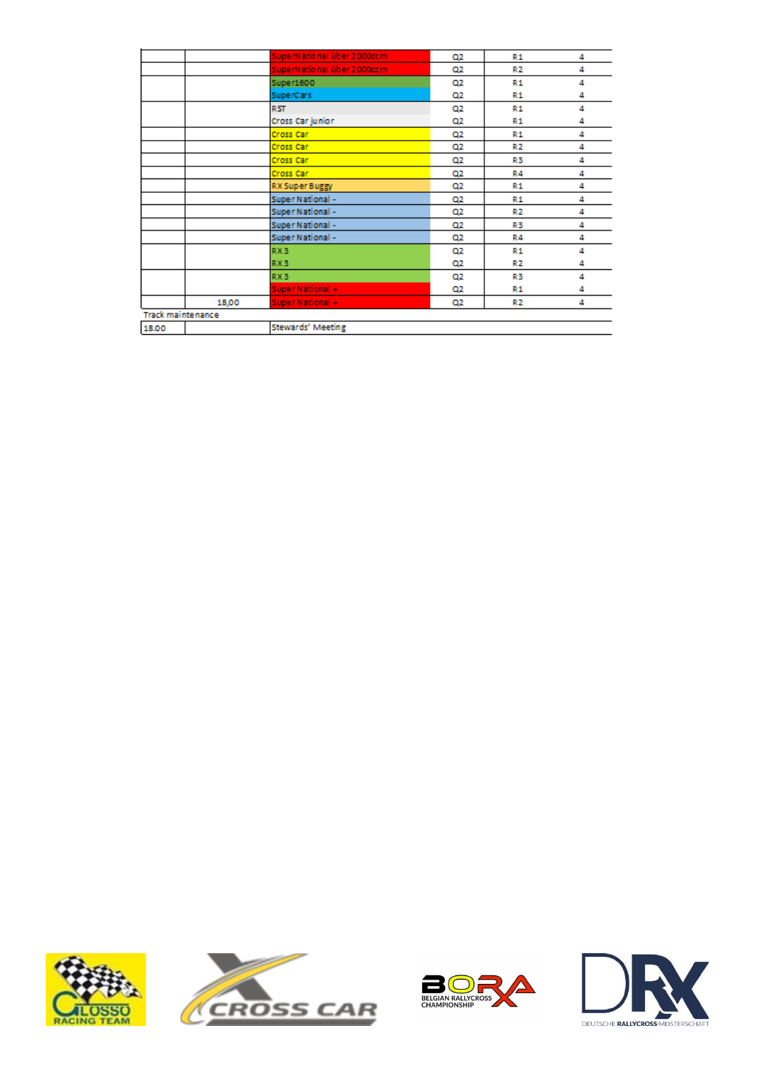| | | | | | |
|---|---|---|---|---|---|
| | | SuperNational über 2000ccm | Q2 | R1 | 4 |
| | | SuperNational über 2000ccm | Q2 | R2 | 4 |
| | | Super1600 | Q2 | R1 | 4 |
| | | SuperCars | Q2 | R1 | 4 |
| | | RST | Q2 | R1 | 4 |
| | | Cross Car junior | Q2 | R1 | 4 |
| | | Cross Car | Q2 | R1 | 4 |
| | | Cross Car | Q2 | R2 | 4 |
| | | Cross Car | Q2 | R3 | 4 |
| | | Cross Car | Q2 | R4 | 4 |
| | | RX Super Buggy | Q2 | R1 | 4 |
| | | Super National - | Q2 | R1 | 4 |
| | | Super National - | Q2 | R2 | 4 |
| | | Super National - | Q2 | R3 | 4 |
| | | Super National - | Q2 | R4 | 4 |
| | | RX3 | Q2 | R1 | 4 |
| | | RX3 | Q2 | R2 | 4 |
| | | RX3 | Q2 | R3 | 4 |
| | | Super National + | Q2 | R1 | 4 |
| | 18,00 | Super National + | Q2 | R2 | 4 |
| Track maintenance | | | | | |
| 18.00 | | Stewards' Meeting | | | |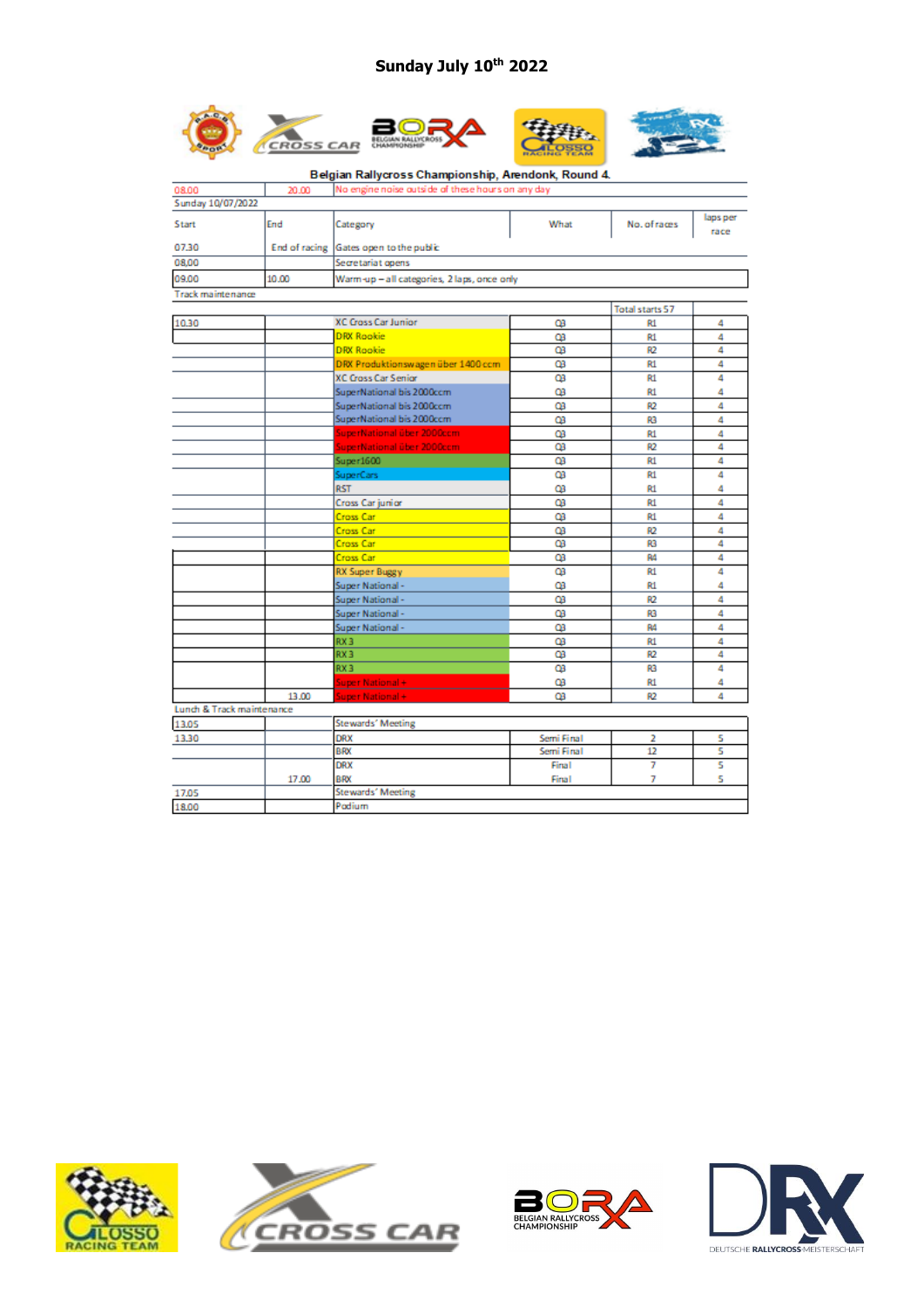## Sunday July 10th 2022

**Belgian Rallycross Championship, Arendonk, Round 4.**

| | | | | | |
|---|---|---|---|---|---|
| 08.00 | 20.00 | No engine noise outside of these hours on any day | | | |
| Sunday 10/07/2022 | | | | | |
| Start | End | Category | What | No. of races | laps per race |
| 07.30 | End of racing | Gates open to the public | | | |
| 08.00 | | Secretariat opens | | | |
| 09.00 | 10.00 | Warm-up – all categories, 2 laps, once only | | | |
| Track maintenance | | | | | |
| | | | | Total starts 57 | |
| 10.30 | | XC Cross Car Junior | Q3 | R1 | 4 |
| | | DRX Rookie | Q3 | R1 | 4 |
| | | DRX Rookie | Q3 | R2 | 4 |
| | | DRX Produktionswagen über 1400 ccm | Q3 | R1 | 4 |
| | | XC Cross Car Senior | Q3 | R1 | 4 |
| | | SuperNational bis 2000ccm | Q3 | R1 | 4 |
| | | SuperNational bis 2000ccm | Q3 | R2 | 4 |
| | | SuperNational bis 2000ccm | Q3 | R3 | 4 |
| | | SuperNational über 2000ccm | Q3 | R1 | 4 |
| | | SuperNational über 2000ccm | Q3 | R2 | 4 |
| | | Super1600 | Q3 | R1 | 4 |
| | | SuperCars | Q3 | R1 | 4 |
| | | RST | Q3 | R1 | 4 |
| | | Cross Car junior | Q3 | R1 | 4 |
| | | Cross Car | Q3 | R1 | 4 |
| | | Cross Car | Q3 | R2 | 4 |
| | | Cross Car | Q3 | R3 | 4 |
| | | Cross Car | Q3 | R4 | 4 |
| | | RX Super Buggy | Q3 | R1 | 4 |
| | | Super National - | Q3 | R1 | 4 |
| | | Super National - | Q3 | R2 | 4 |
| | | Super National - | Q3 | R3 | 4 |
| | | Super National - | Q3 | R4 | 4 |
| | | RX 3 | Q3 | R1 | 4 |
| | | RX 3 | Q3 | R2 | 4 |
| | | RX 3 | Q3 | R3 | 4 |
| | | Super National + | Q3 | R1 | 4 |
| | 13.00 | Super National + | Q3 | R2 | 4 |
| Lunch & Track maintenance | | | | | |
| 13.05 | | Stewards' Meeting | | | |
| 13.30 | | DRX | Semi Final | 2 | 5 |
| | | BRX | Semi Final | 12 | 5 |
| | | DRX | Final | 7 | 5 |
| | 17.00 | BRX | Final | 7 | 5 |
| 17.05 | | Stewards' Meeting | | | |
| 18.00 | | Podium | | | |